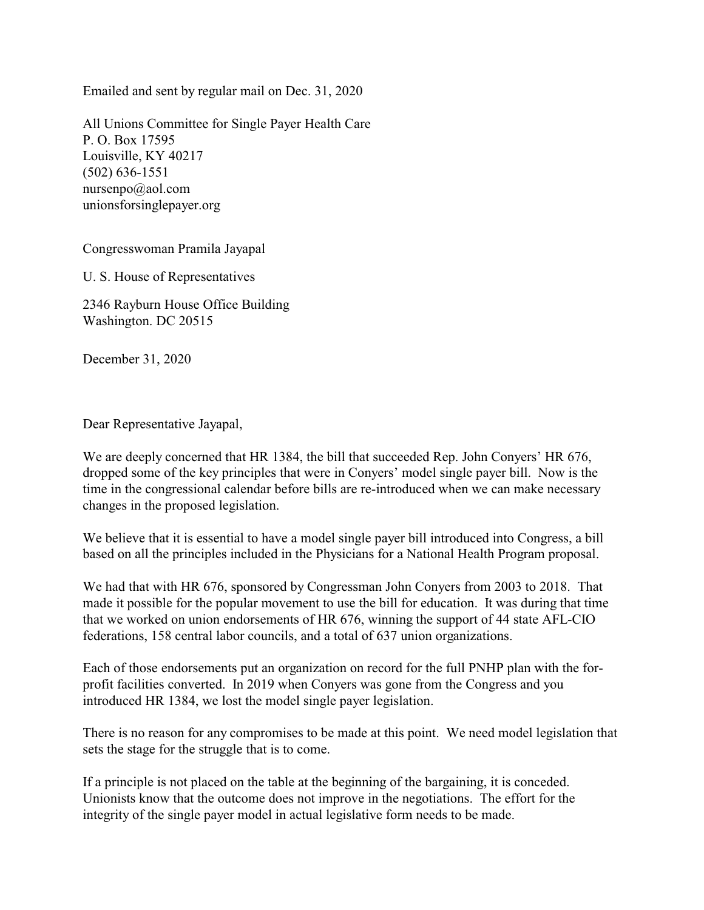Emailed and sent by regular mail on Dec. 31, 2020

All Unions Committee for Single Payer Health Care
P. O. Box 17595
Louisville, KY 40217
(502) 636-1551
nursenpo@aol.com
unionsforsinglepayer.org

Congresswoman Pramila Jayapal

U. S. House of Representatives

2346 Rayburn House Office Building
Washington. DC 20515

December 31, 2020

Dear Representative Jayapal,

We are deeply concerned that HR 1384, the bill that succeeded Rep. John Conyers' HR 676, dropped some of the key principles that were in Conyers' model single payer bill. Now is the time in the congressional calendar before bills are re-introduced when we can make necessary changes in the proposed legislation.

We believe that it is essential to have a model single payer bill introduced into Congress, a bill based on all the principles included in the Physicians for a National Health Program proposal.

We had that with HR 676, sponsored by Congressman John Conyers from 2003 to 2018. That made it possible for the popular movement to use the bill for education. It was during that time that we worked on union endorsements of HR 676, winning the support of 44 state AFL-CIO federations, 158 central labor councils, and a total of 637 union organizations.

Each of those endorsements put an organization on record for the full PNHP plan with the for-profit facilities converted. In 2019 when Conyers was gone from the Congress and you introduced HR 1384, we lost the model single payer legislation.

There is no reason for any compromises to be made at this point. We need model legislation that sets the stage for the struggle that is to come.

If a principle is not placed on the table at the beginning of the bargaining, it is conceded. Unionists know that the outcome does not improve in the negotiations. The effort for the integrity of the single payer model in actual legislative form needs to be made.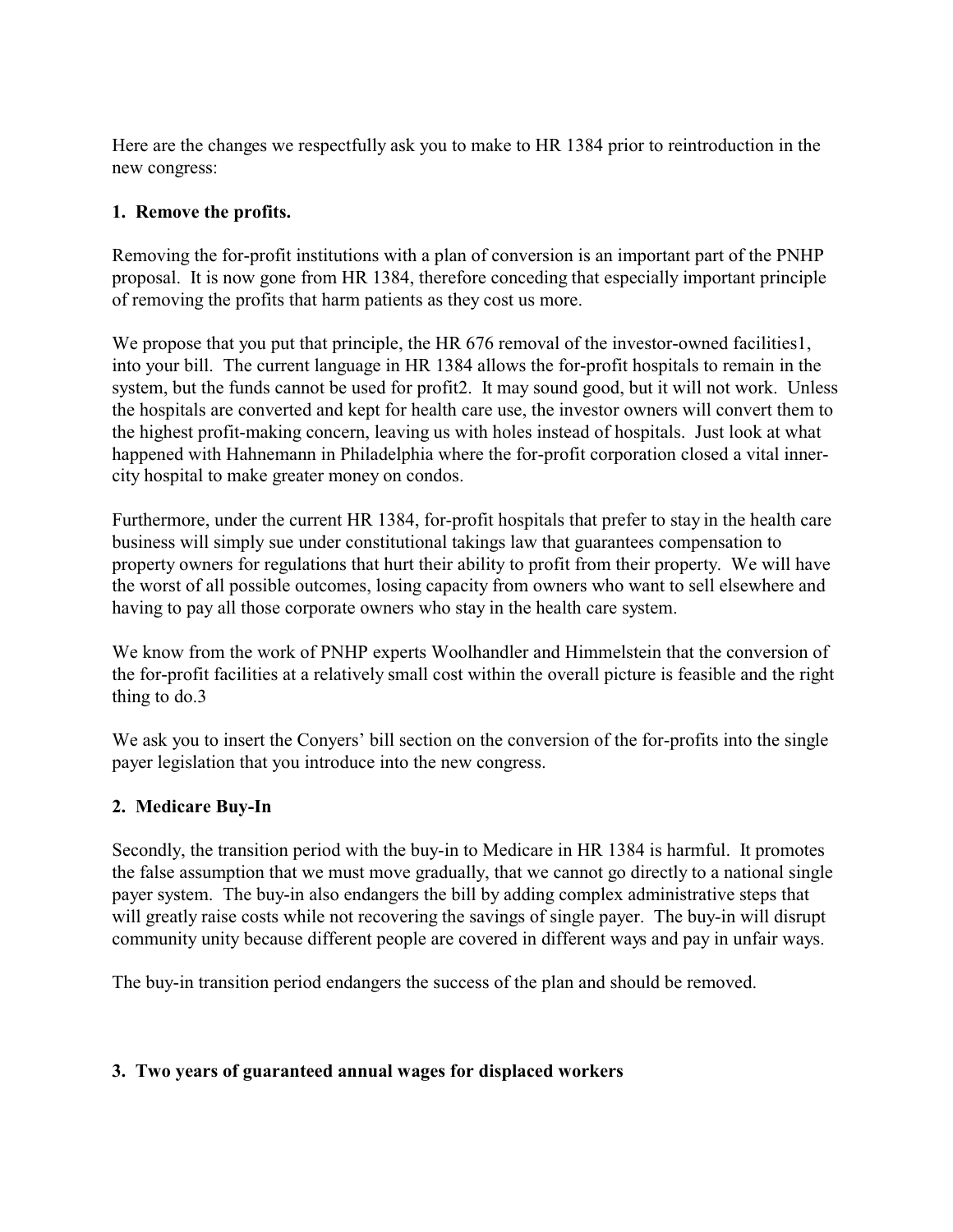Here are the changes we respectfully ask you to make to HR 1384 prior to reintroduction in the new congress:

**1. Remove the profits.**

Removing the for-profit institutions with a plan of conversion is an important part of the PNHP proposal. It is now gone from HR 1384, therefore conceding that especially important principle of removing the profits that harm patients as they cost us more.

We propose that you put that principle, the HR 676 removal of the investor-owned facilities[1], into your bill. The current language in HR 1384 allows the for-profit hospitals to remain in the system, but the funds cannot be used for profit[2]. It may sound good, but it will not work. Unless the hospitals are converted and kept for health care use, the investor owners will convert them to the highest profit-making concern, leaving us with holes instead of hospitals. Just look at what happened with Hahnemann in Philadelphia where the for-profit corporation closed a vital inner-city hospital to make greater money on condos.

Furthermore, under the current HR 1384, for-profit hospitals that prefer to stay in the health care business will simply sue under constitutional takings law that guarantees compensation to property owners for regulations that hurt their ability to profit from their property. We will have the worst of all possible outcomes, losing capacity from owners who want to sell elsewhere and having to pay all those corporate owners who stay in the health care system.

We know from the work of PNHP experts Woolhandler and Himmelstein that the conversion of the for-profit facilities at a relatively small cost within the overall picture is feasible and the right thing to do.[3]

We ask you to insert the Conyers' bill section on the conversion of the for-profits into the single payer legislation that you introduce into the new congress.

**2. Medicare Buy-In**

Secondly, the transition period with the buy-in to Medicare in HR 1384 is harmful. It promotes the false assumption that we must move gradually, that we cannot go directly to a national single payer system. The buy-in also endangers the bill by adding complex administrative steps that will greatly raise costs while not recovering the savings of single payer. The buy-in will disrupt community unity because different people are covered in different ways and pay in unfair ways.

The buy-in transition period endangers the success of the plan and should be removed.

**3. Two years of guaranteed annual wages for displaced workers**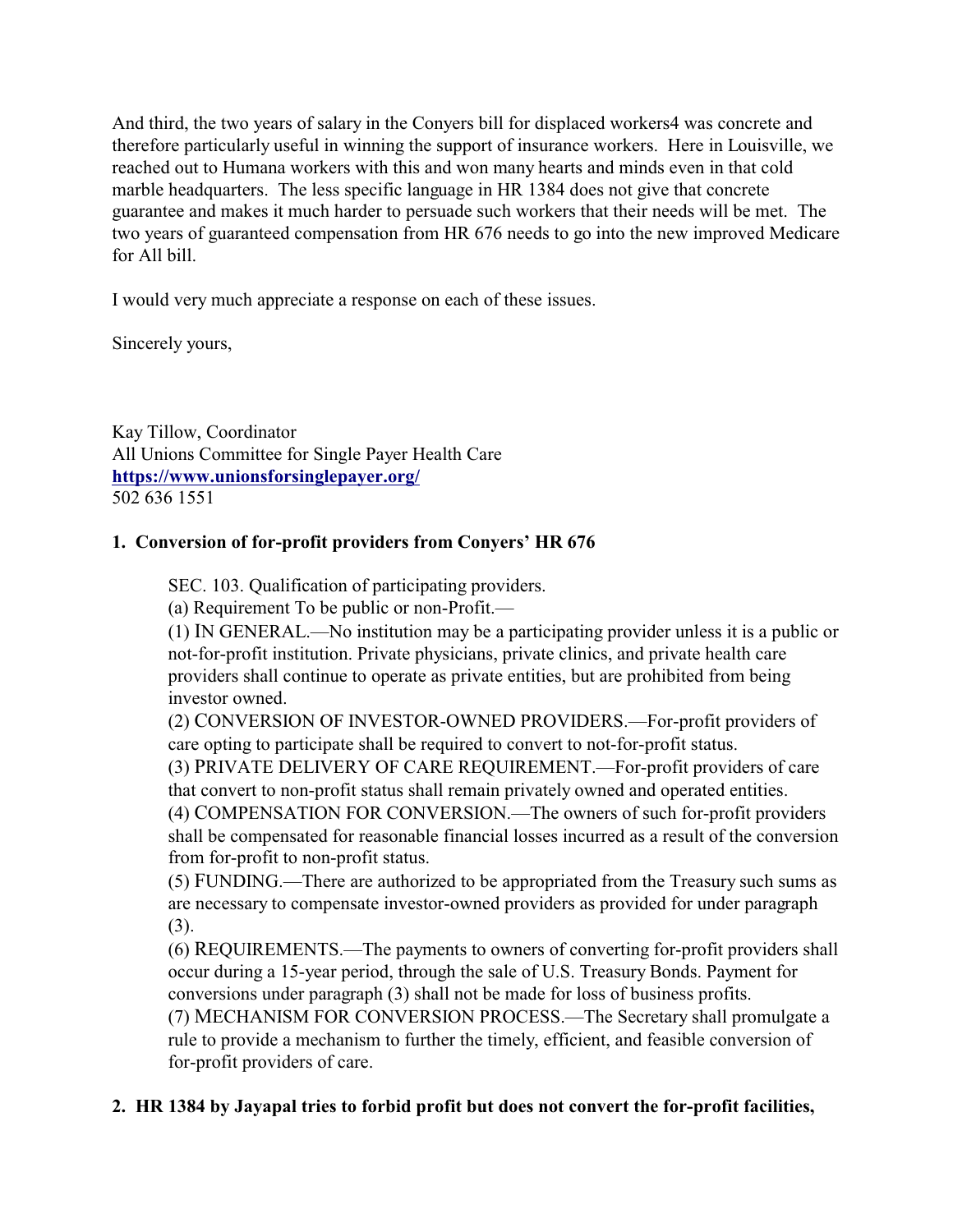And third, the two years of salary in the Conyers bill for displaced workers[4] was concrete and therefore particularly useful in winning the support of insurance workers. Here in Louisville, we reached out to Humana workers with this and won many hearts and minds even in that cold marble headquarters. The less specific language in HR 1384 does not give that concrete guarantee and makes it much harder to persuade such workers that their needs will be met. The two years of guaranteed compensation from HR 676 needs to go into the new improved Medicare for All bill.

I would very much appreciate a response on each of these issues.

Sincerely yours,

Kay Tillow, Coordinator
All Unions Committee for Single Payer Health Care
**https://www.unionsforsinglepayer.org/**
502 636 1551

**1. Conversion of for-profit providers from Conyers' HR 676**

> SEC. 103. Qualification of participating providers.
>
> (a) Requirement To be public or non-Profit.—
>
> (1) IN GENERAL.—No institution may be a participating provider unless it is a public or not-for-profit institution. Private physicians, private clinics, and private health care providers shall continue to operate as private entities, but are prohibited from being investor owned.
>
> (2) CONVERSION OF INVESTOR-OWNED PROVIDERS.—For-profit providers of care opting to participate shall be required to convert to not-for-profit status.
>
> (3) PRIVATE DELIVERY OF CARE REQUIREMENT.—For-profit providers of care that convert to non-profit status shall remain privately owned and operated entities.
>
> (4) COMPENSATION FOR CONVERSION.—The owners of such for-profit providers shall be compensated for reasonable financial losses incurred as a result of the conversion from for-profit to non-profit status.
>
> (5) FUNDING.—There are authorized to be appropriated from the Treasury such sums as are necessary to compensate investor-owned providers as provided for under paragraph (3).
>
> (6) REQUIREMENTS.—The payments to owners of converting for-profit providers shall occur during a 15-year period, through the sale of U.S. Treasury Bonds. Payment for conversions under paragraph (3) shall not be made for loss of business profits.
>
> (7) MECHANISM FOR CONVERSION PROCESS.—The Secretary shall promulgate a rule to provide a mechanism to further the timely, efficient, and feasible conversion of for-profit providers of care.

**2. HR 1384 by Jayapal tries to forbid profit but does not convert the for-profit facilities,**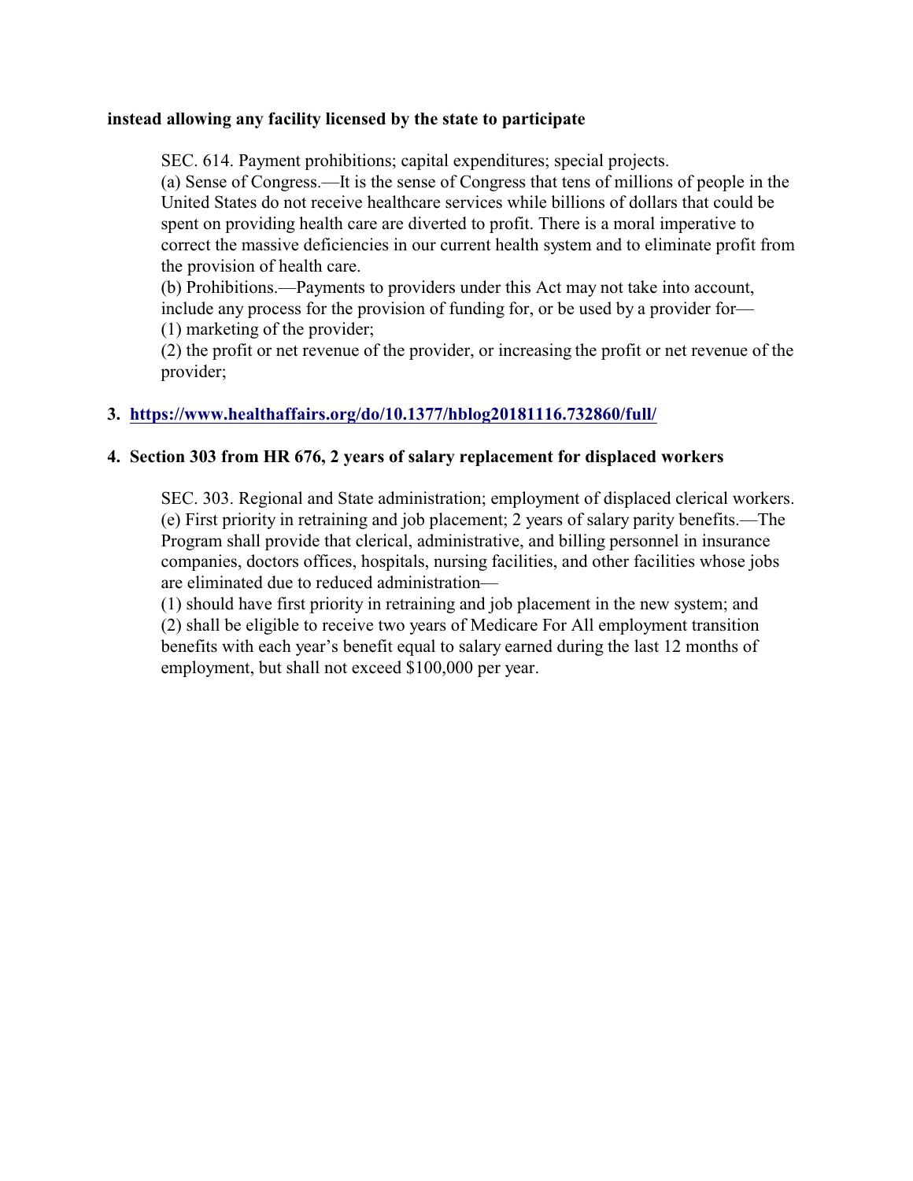**instead allowing any facility licensed by the state to participate**

> SEC. 614. Payment prohibitions; capital expenditures; special projects.
> (a) Sense of Congress.—It is the sense of Congress that tens of millions of people in the United States do not receive healthcare services while billions of dollars that could be spent on providing health care are diverted to profit. There is a moral imperative to correct the massive deficiencies in our current health system and to eliminate profit from the provision of health care.
> (b) Prohibitions.—Payments to providers under this Act may not take into account, include any process for the provision of funding for, or be used by a provider for—
> (1) marketing of the provider;
> (2) the profit or net revenue of the provider, or increasing the profit or net revenue of the provider;

3. **https://www.healthaffairs.org/do/10.1377/hblog20181116.732860/full/**

4. **Section 303 from HR 676, 2 years of salary replacement for displaced workers**

> SEC. 303. Regional and State administration; employment of displaced clerical workers.
> (e) First priority in retraining and job placement; 2 years of salary parity benefits.—The Program shall provide that clerical, administrative, and billing personnel in insurance companies, doctors offices, hospitals, nursing facilities, and other facilities whose jobs are eliminated due to reduced administration—
> (1) should have first priority in retraining and job placement in the new system; and
> (2) shall be eligible to receive two years of Medicare For All employment transition benefits with each year's benefit equal to salary earned during the last 12 months of employment, but shall not exceed $100,000 per year.